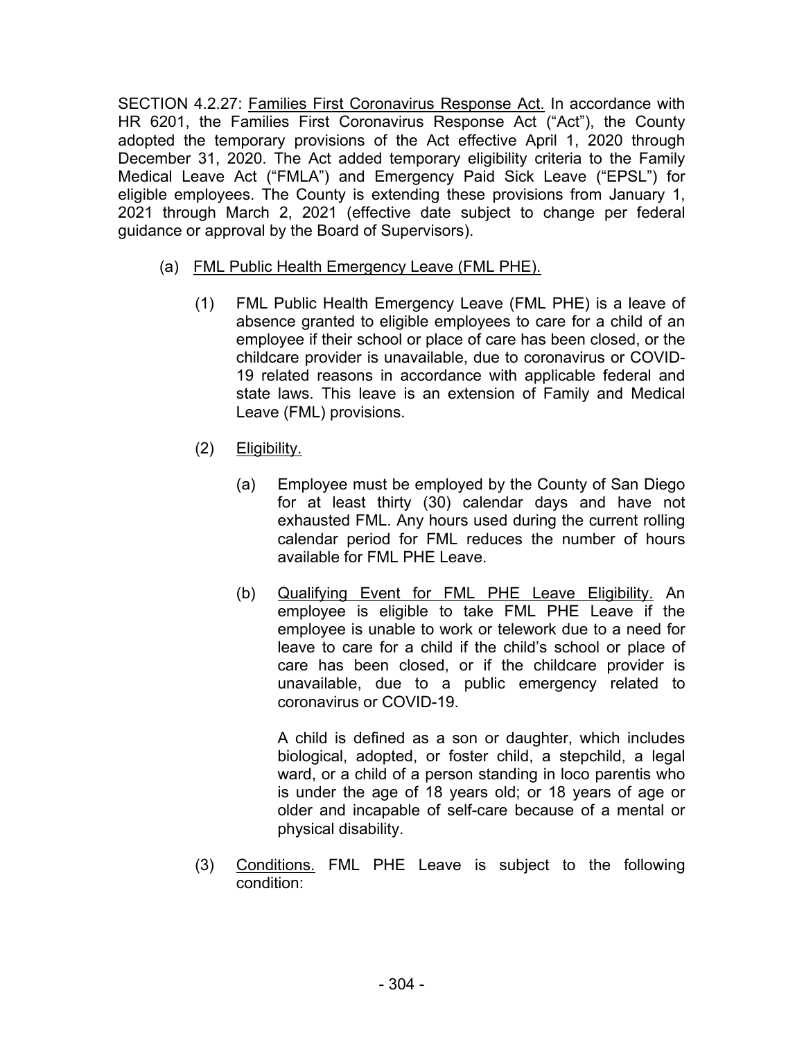SECTION 4.2.27: Families First Coronavirus Response Act. In accordance with HR 6201, the Families First Coronavirus Response Act ("Act"), the County adopted the temporary provisions of the Act effective April 1, 2020 through December 31, 2020. The Act added temporary eligibility criteria to the Family Medical Leave Act ("FMLA") and Emergency Paid Sick Leave ("EPSL") for eligible employees. The County is extending these provisions from January 1, 2021 through March 2, 2021 (effective date subject to change per federal guidance or approval by the Board of Supervisors).

(a) FML Public Health Emergency Leave (FML PHE).

(1) FML Public Health Emergency Leave (FML PHE) is a leave of absence granted to eligible employees to care for a child of an employee if their school or place of care has been closed, or the childcare provider is unavailable, due to coronavirus or COVID-19 related reasons in accordance with applicable federal and state laws. This leave is an extension of Family and Medical Leave (FML) provisions.

(2) Eligibility.

(a) Employee must be employed by the County of San Diego for at least thirty (30) calendar days and have not exhausted FML. Any hours used during the current rolling calendar period for FML reduces the number of hours available for FML PHE Leave.

(b) Qualifying Event for FML PHE Leave Eligibility. An employee is eligible to take FML PHE Leave if the employee is unable to work or telework due to a need for leave to care for a child if the child's school or place of care has been closed, or if the childcare provider is unavailable, due to a public emergency related to coronavirus or COVID-19.

A child is defined as a son or daughter, which includes biological, adopted, or foster child, a stepchild, a legal ward, or a child of a person standing in loco parentis who is under the age of 18 years old; or 18 years of age or older and incapable of self-care because of a mental or physical disability.

(3) Conditions. FML PHE Leave is subject to the following condition: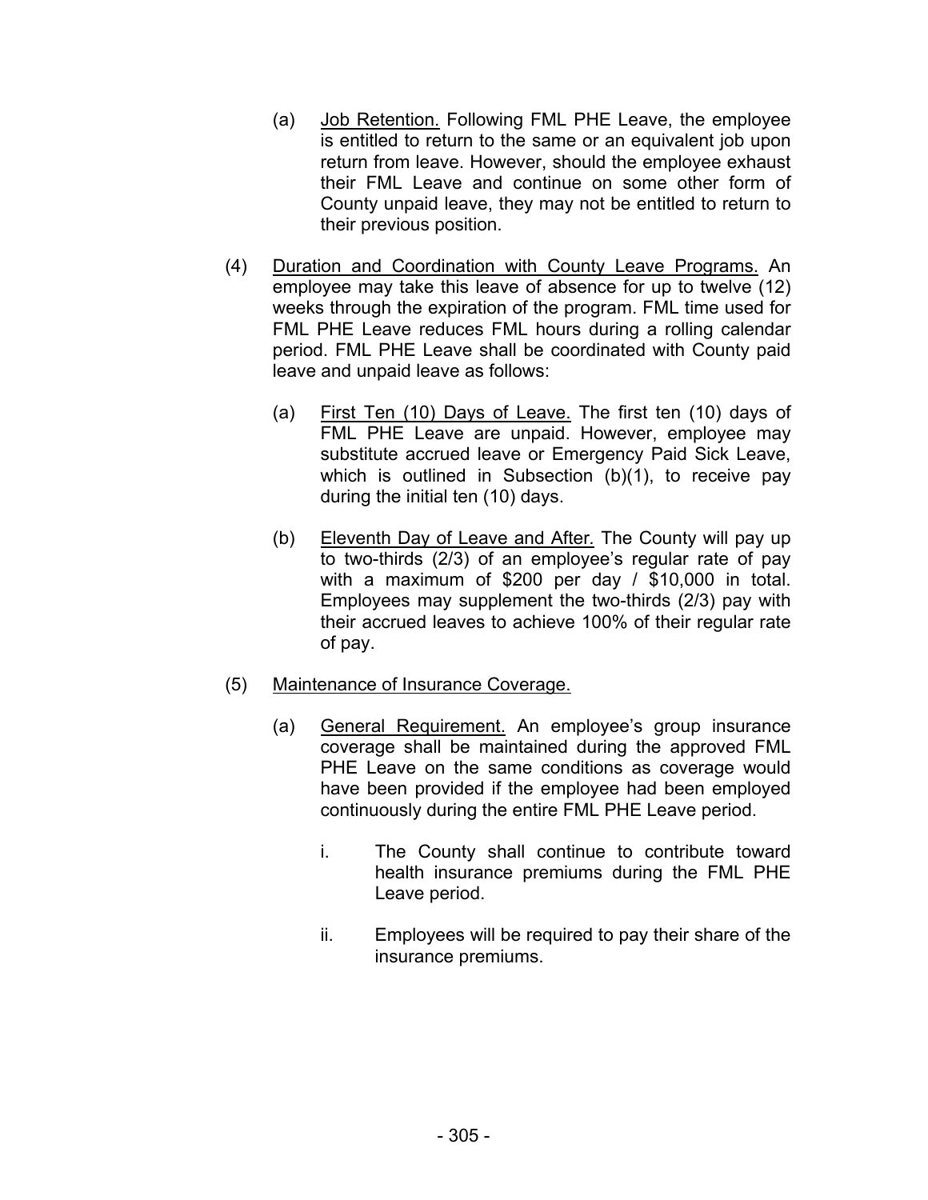(a) Job Retention. Following FML PHE Leave, the employee is entitled to return to the same or an equivalent job upon return from leave. However, should the employee exhaust their FML Leave and continue on some other form of County unpaid leave, they may not be entitled to return to their previous position.

(4) Duration and Coordination with County Leave Programs. An employee may take this leave of absence for up to twelve (12) weeks through the expiration of the program. FML time used for FML PHE Leave reduces FML hours during a rolling calendar period. FML PHE Leave shall be coordinated with County paid leave and unpaid leave as follows:

(a) First Ten (10) Days of Leave. The first ten (10) days of FML PHE Leave are unpaid. However, employee may substitute accrued leave or Emergency Paid Sick Leave, which is outlined in Subsection (b)(1), to receive pay during the initial ten (10) days.

(b) Eleventh Day of Leave and After. The County will pay up to two-thirds (2/3) of an employee's regular rate of pay with a maximum of $200 per day / $10,000 in total. Employees may supplement the two-thirds (2/3) pay with their accrued leaves to achieve 100% of their regular rate of pay.

(5) Maintenance of Insurance Coverage.

(a) General Requirement. An employee's group insurance coverage shall be maintained during the approved FML PHE Leave on the same conditions as coverage would have been provided if the employee had been employed continuously during the entire FML PHE Leave period.

i. The County shall continue to contribute toward health insurance premiums during the FML PHE Leave period.

ii. Employees will be required to pay their share of the insurance premiums.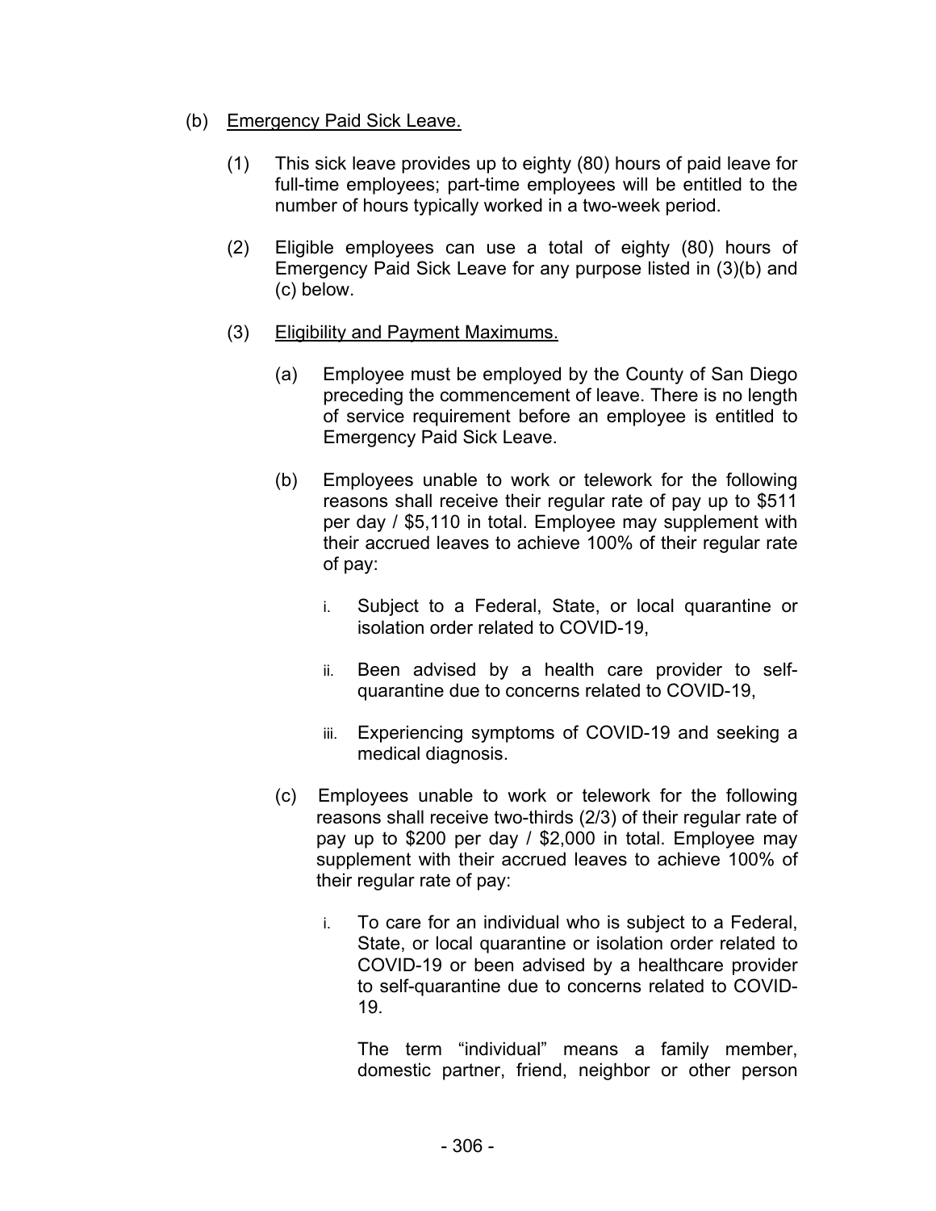(b) Emergency Paid Sick Leave.

(1) This sick leave provides up to eighty (80) hours of paid leave for full-time employees; part-time employees will be entitled to the number of hours typically worked in a two-week period.

(2) Eligible employees can use a total of eighty (80) hours of Emergency Paid Sick Leave for any purpose listed in (3)(b) and (c) below.

(3) Eligibility and Payment Maximums.

(a) Employee must be employed by the County of San Diego preceding the commencement of leave. There is no length of service requirement before an employee is entitled to Emergency Paid Sick Leave.

(b) Employees unable to work or telework for the following reasons shall receive their regular rate of pay up to $511 per day / $5,110 in total. Employee may supplement with their accrued leaves to achieve 100% of their regular rate of pay:

i. Subject to a Federal, State, or local quarantine or isolation order related to COVID-19,

ii. Been advised by a health care provider to self-quarantine due to concerns related to COVID-19,

iii. Experiencing symptoms of COVID-19 and seeking a medical diagnosis.

(c) Employees unable to work or telework for the following reasons shall receive two-thirds (2/3) of their regular rate of pay up to $200 per day / $2,000 in total. Employee may supplement with their accrued leaves to achieve 100% of their regular rate of pay:

i. To care for an individual who is subject to a Federal, State, or local quarantine or isolation order related to COVID-19 or been advised by a healthcare provider to self-quarantine due to concerns related to COVID-19.

The term "individual" means a family member, domestic partner, friend, neighbor or other person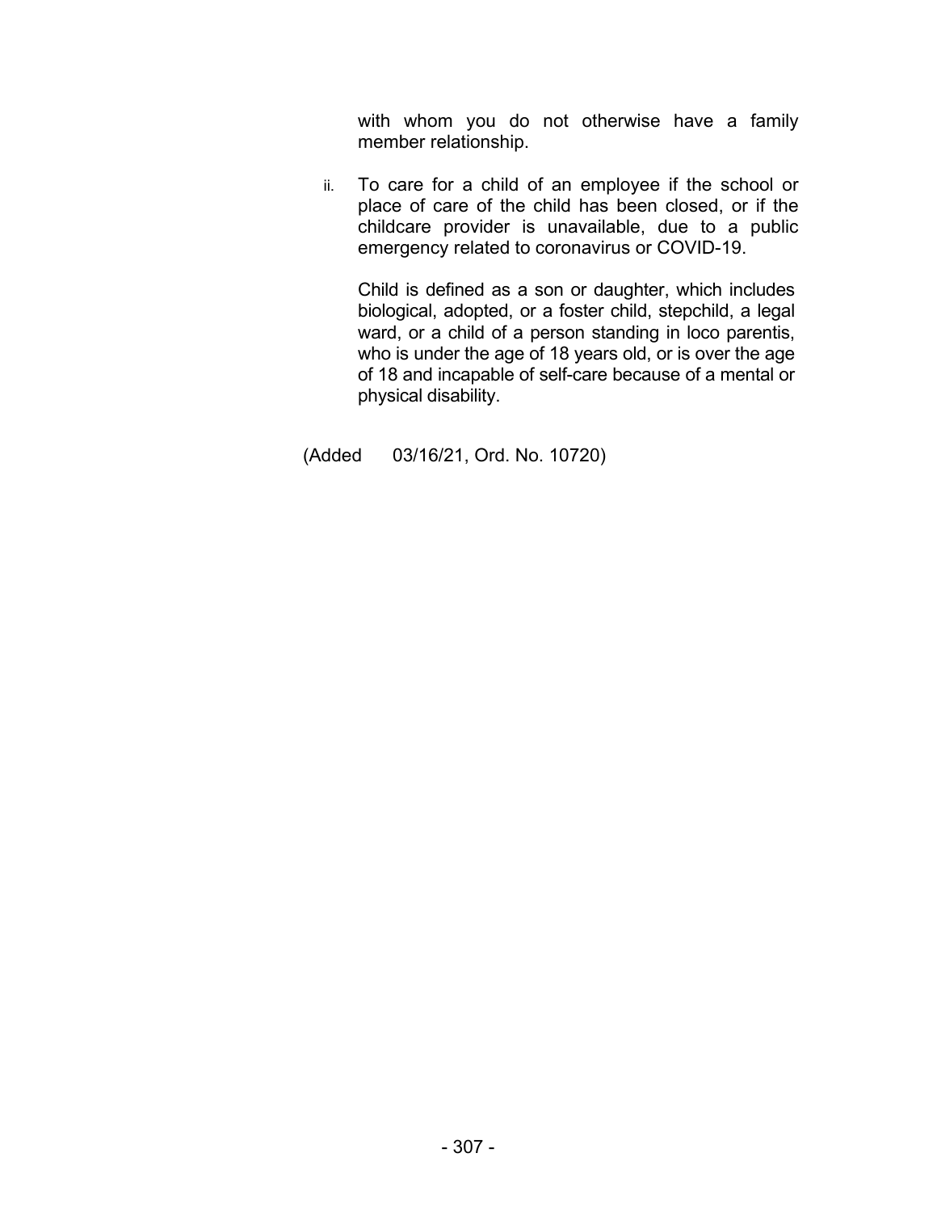with whom you do not otherwise have a family member relationship.

ii. To care for a child of an employee if the school or place of care of the child has been closed, or if the childcare provider is unavailable, due to a public emergency related to coronavirus or COVID-19.

    Child is defined as a son or daughter, which includes biological, adopted, or a foster child, stepchild, a legal ward, or a child of a person standing in loco parentis, who is under the age of 18 years old, or is over the age of 18 and incapable of self-care because of a mental or physical disability.

(Added 03/16/21, Ord. No. 10720)